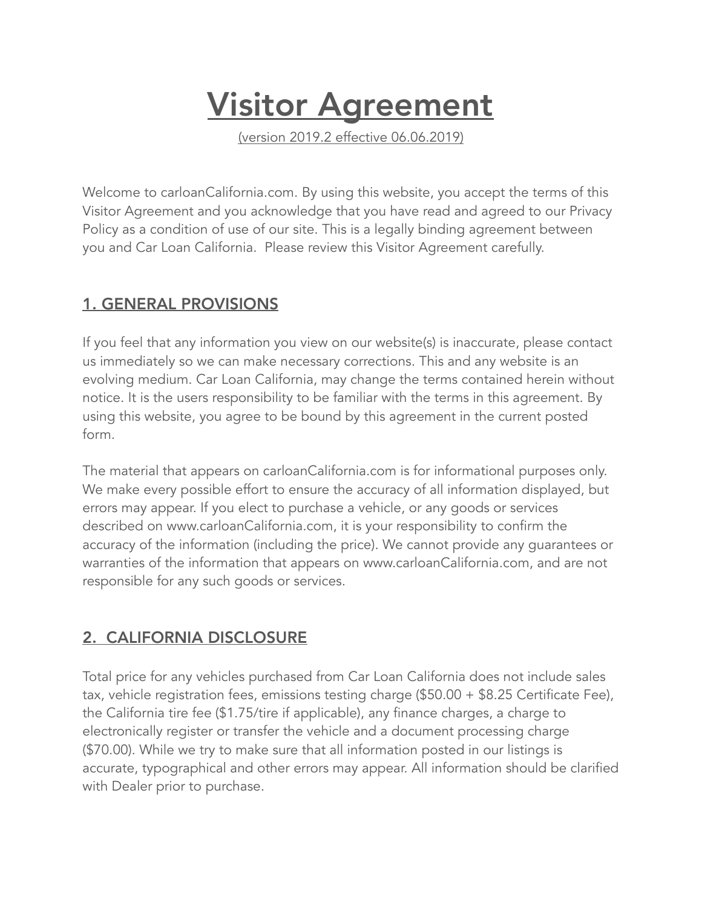# Visitor Agreement

(version 2019.2 effective 06.06.2019)

Welcome to carloanCalifornia.com. By using this website, you accept the terms of this Visitor Agreement and you acknowledge that you have read and agreed to our Privacy Policy as a condition of use of our site. This is a legally binding agreement between you and Car Loan California.  Please review this Visitor Agreement carefully.

## 1. GENERAL PROVISIONS

If you feel that any information you view on our website(s) is inaccurate, please contact us immediately so we can make necessary corrections. This and any website is an evolving medium. Car Loan California, may change the terms contained herein without notice. It is the users responsibility to be familiar with the terms in this agreement. By using this website, you agree to be bound by this agreement in the current posted form.

The material that appears on carloanCalifornia.com is for informational purposes only. We make every possible effort to ensure the accuracy of all information displayed, but errors may appear. If you elect to purchase a vehicle, or any goods or services described on www.carloanCalifornia.com, it is your responsibility to confirm the accuracy of the information (including the price). We cannot provide any guarantees or warranties of the information that appears on www.carloanCalifornia.com, and are not responsible for any such goods or services.

## 2.  CALIFORNIA DISCLOSURE

Total price for any vehicles purchased from Car Loan California does not include sales tax, vehicle registration fees, emissions testing charge ($50.00 + $8.25 Certificate Fee), the California tire fee ($1.75/tire if applicable), any finance charges, a charge to electronically register or transfer the vehicle and a document processing charge ($70.00). While we try to make sure that all information posted in our listings is accurate, typographical and other errors may appear. All information should be clarified with Dealer prior to purchase.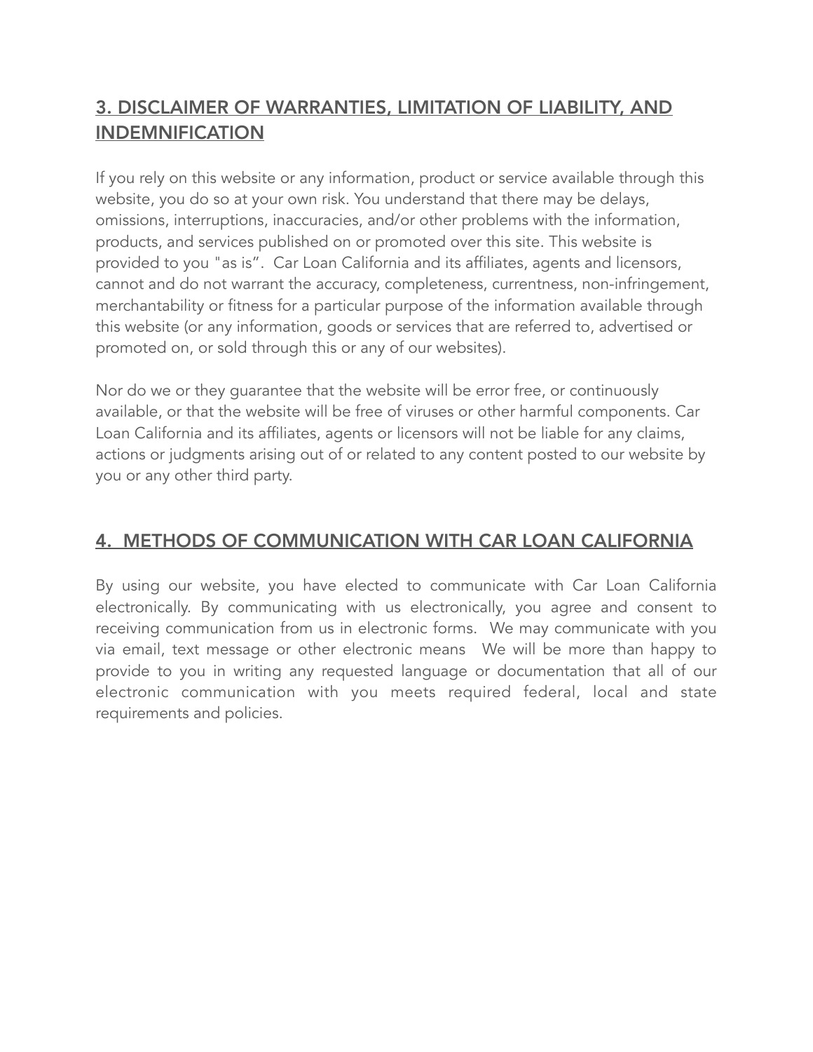## 3. DISCLAIMER OF WARRANTIES, LIMITATION OF LIABILITY, AND INDEMNIFICATION

If you rely on this website or any information, product or service available through this website, you do so at your own risk. You understand that there may be delays, omissions, interruptions, inaccuracies, and/or other problems with the information, products, and services published on or promoted over this site. This website is provided to you "as is". Car Loan California and its affiliates, agents and licensors, cannot and do not warrant the accuracy, completeness, currentness, non-infringement, merchantability or fitness for a particular purpose of the information available through this website (or any information, goods or services that are referred to, advertised or promoted on, or sold through this or any of our websites).

Nor do we or they guarantee that the website will be error free, or continuously available, or that the website will be free of viruses or other harmful components. Car Loan California and its affiliates, agents or licensors will not be liable for any claims, actions or judgments arising out of or related to any content posted to our website by you or any other third party.

## 4. METHODS OF COMMUNICATION WITH CAR LOAN CALIFORNIA

By using our website, you have elected to communicate with Car Loan California electronically. By communicating with us electronically, you agree and consent to receiving communication from us in electronic forms. We may communicate with you via email, text message or other electronic means We will be more than happy to provide to you in writing any requested language or documentation that all of our electronic communication with you meets required federal, local and state requirements and policies.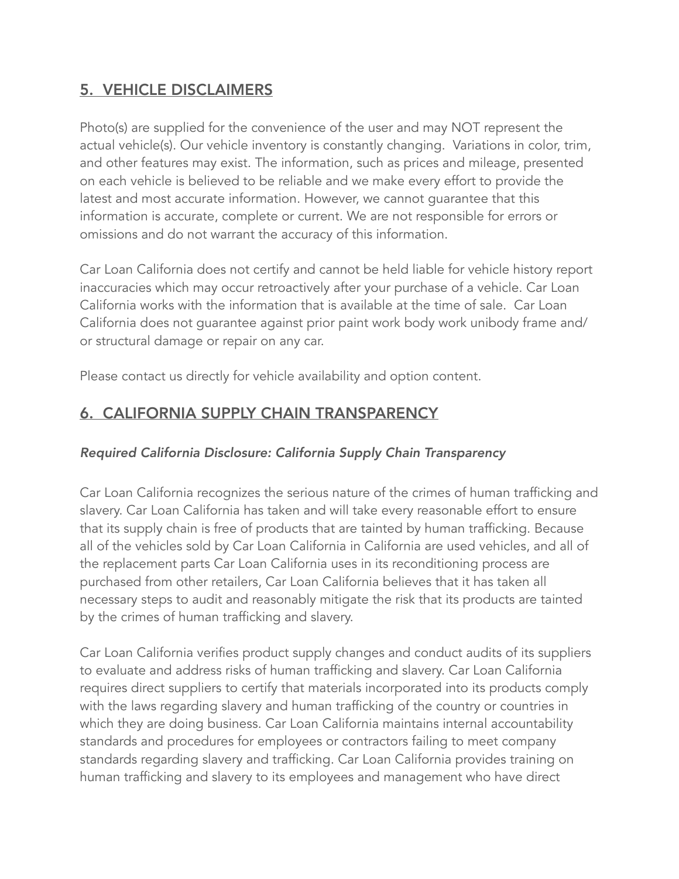## 5. VEHICLE DISCLAIMERS

Photo(s) are supplied for the convenience of the user and may NOT represent the actual vehicle(s). Our vehicle inventory is constantly changing. Variations in color, trim, and other features may exist. The information, such as prices and mileage, presented on each vehicle is believed to be reliable and we make every effort to provide the latest and most accurate information. However, we cannot guarantee that this information is accurate, complete or current. We are not responsible for errors or omissions and do not warrant the accuracy of this information.

Car Loan California does not certify and cannot be held liable for vehicle history report inaccuracies which may occur retroactively after your purchase of a vehicle. Car Loan California works with the information that is available at the time of sale. Car Loan California does not guarantee against prior paint work body work unibody frame and/or structural damage or repair on any car.

Please contact us directly for vehicle availability and option content.

## 6. CALIFORNIA SUPPLY CHAIN TRANSPARENCY

### *Required California Disclosure: California Supply Chain Transparency*

Car Loan California recognizes the serious nature of the crimes of human trafficking and slavery. Car Loan California has taken and will take every reasonable effort to ensure that its supply chain is free of products that are tainted by human trafficking. Because all of the vehicles sold by Car Loan California in California are used vehicles, and all of the replacement parts Car Loan California uses in its reconditioning process are purchased from other retailers, Car Loan California believes that it has taken all necessary steps to audit and reasonably mitigate the risk that its products are tainted by the crimes of human trafficking and slavery.

Car Loan California verifies product supply changes and conduct audits of its suppliers to evaluate and address risks of human trafficking and slavery. Car Loan California requires direct suppliers to certify that materials incorporated into its products comply with the laws regarding slavery and human trafficking of the country or countries in which they are doing business. Car Loan California maintains internal accountability standards and procedures for employees or contractors failing to meet company standards regarding slavery and trafficking. Car Loan California provides training on human trafficking and slavery to its employees and management who have direct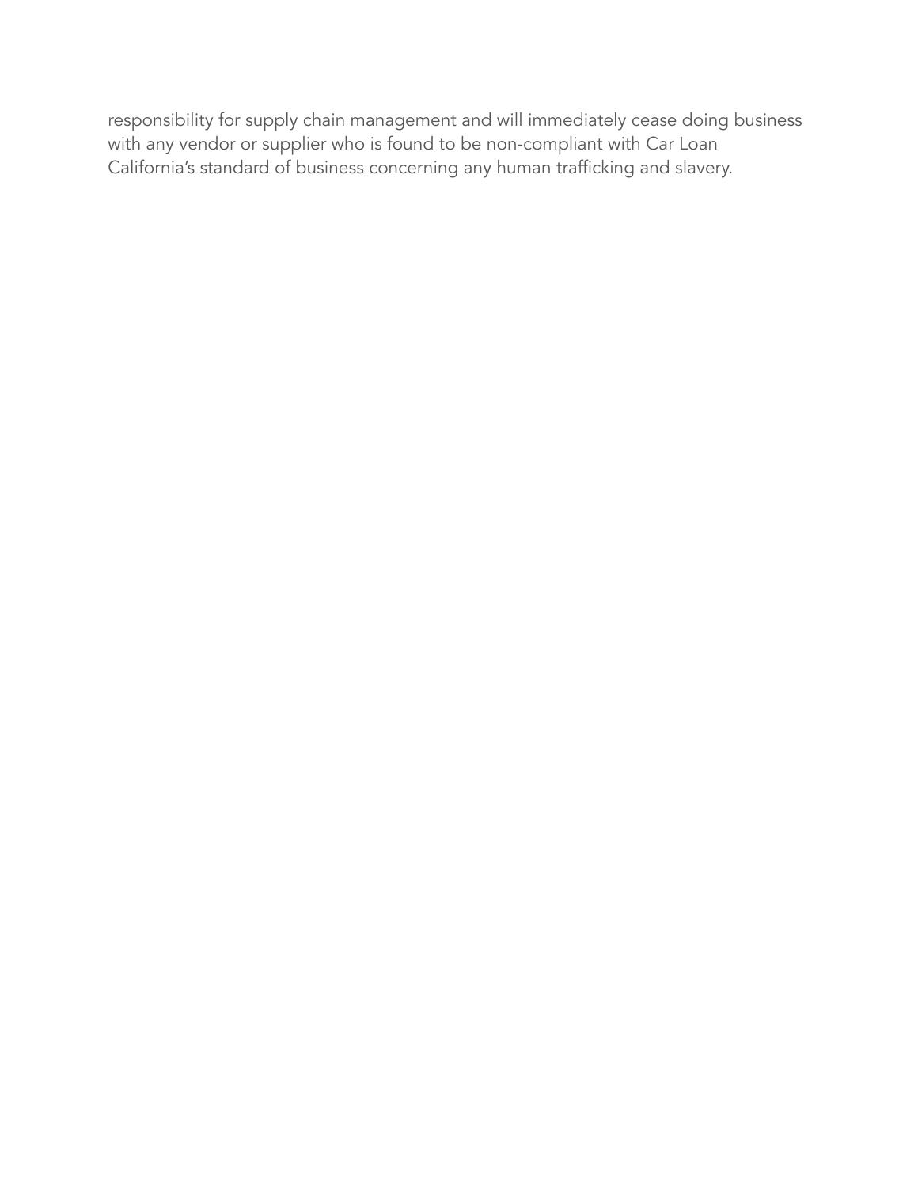responsibility for supply chain management and will immediately cease doing business with any vendor or supplier who is found to be non-compliant with Car Loan California's standard of business concerning any human trafficking and slavery.